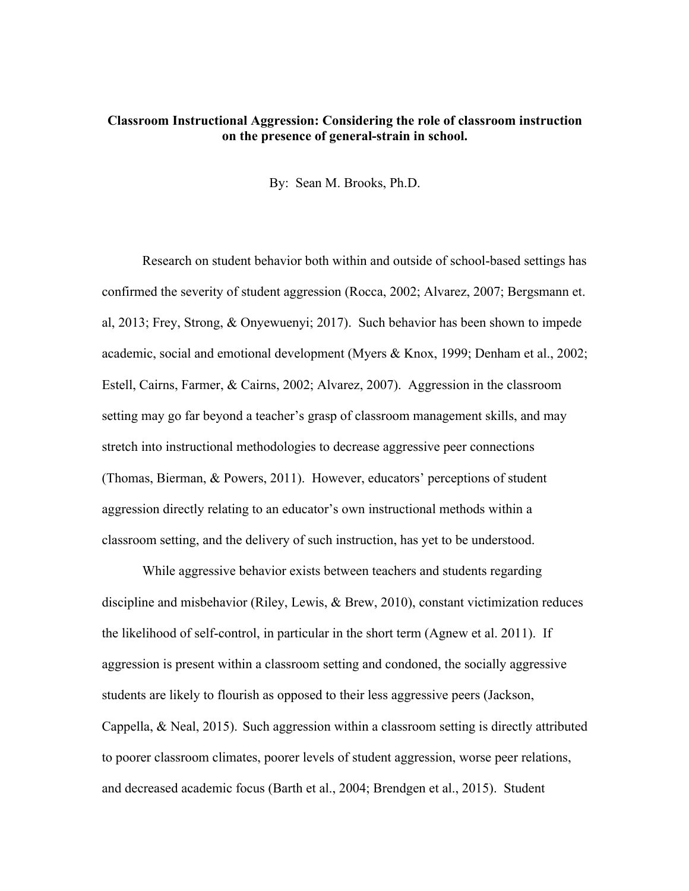**Classroom Instructional Aggression: Considering the role of classroom instruction on the presence of general-strain in school.**

By: Sean M. Brooks, Ph.D.

Research on student behavior both within and outside of school-based settings has confirmed the severity of student aggression (Rocca, 2002; Alvarez, 2007; Bergsmann et. al, 2013; Frey, Strong, & Onyewuenyi; 2017). Such behavior has been shown to impede academic, social and emotional development (Myers & Knox, 1999; Denham et al., 2002; Estell, Cairns, Farmer, & Cairns, 2002; Alvarez, 2007). Aggression in the classroom setting may go far beyond a teacher's grasp of classroom management skills, and may stretch into instructional methodologies to decrease aggressive peer connections (Thomas, Bierman, & Powers, 2011). However, educators' perceptions of student aggression directly relating to an educator's own instructional methods within a classroom setting, and the delivery of such instruction, has yet to be understood.

While aggressive behavior exists between teachers and students regarding discipline and misbehavior (Riley, Lewis, & Brew, 2010), constant victimization reduces the likelihood of self-control, in particular in the short term (Agnew et al. 2011). If aggression is present within a classroom setting and condoned, the socially aggressive students are likely to flourish as opposed to their less aggressive peers (Jackson, Cappella, & Neal, 2015). Such aggression within a classroom setting is directly attributed to poorer classroom climates, poorer levels of student aggression, worse peer relations, and decreased academic focus (Barth et al., 2004; Brendgen et al., 2015). Student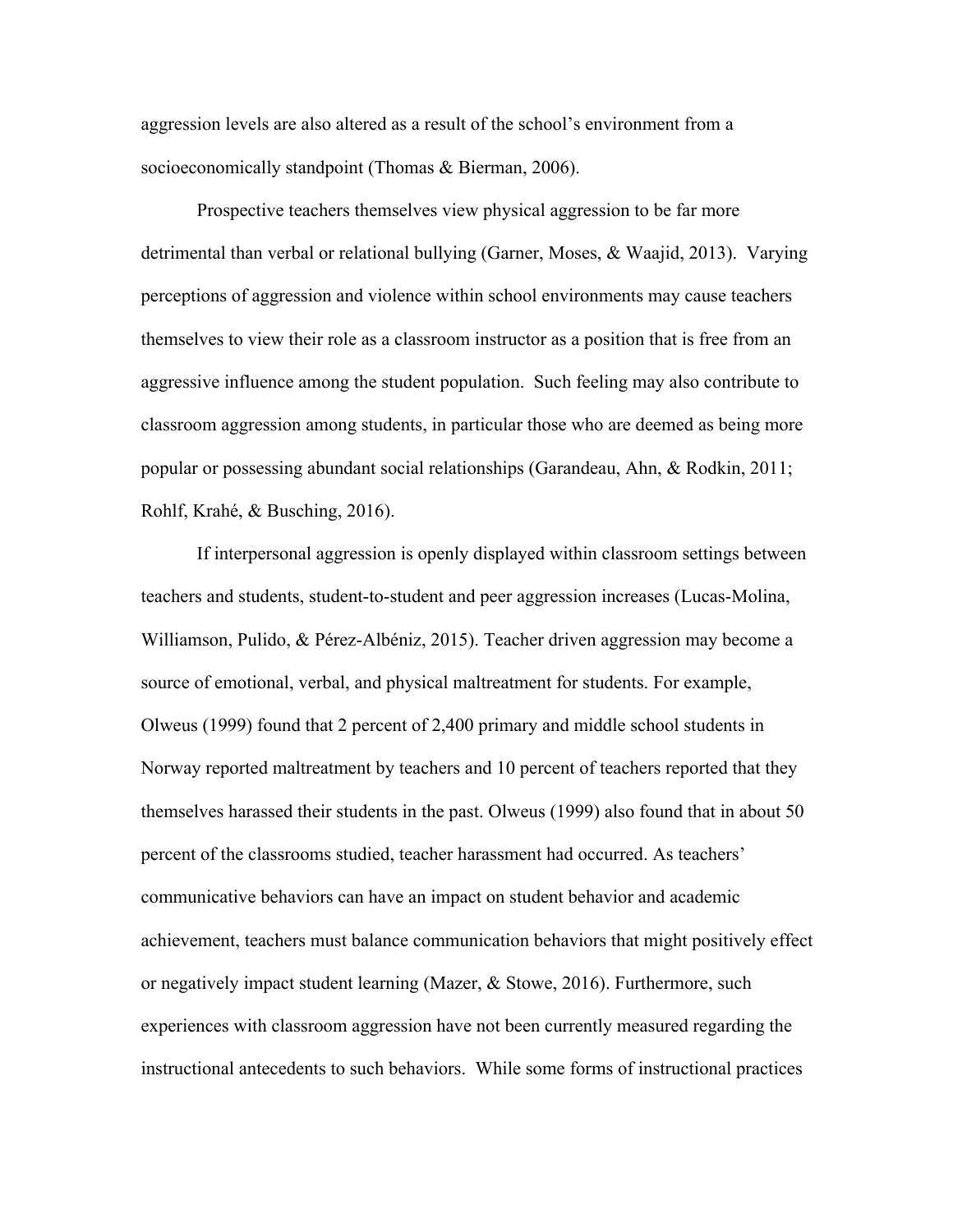aggression levels are also altered as a result of the school's environment from a socioeconomically standpoint (Thomas & Bierman, 2006).

Prospective teachers themselves view physical aggression to be far more detrimental than verbal or relational bullying (Garner, Moses, & Waajid, 2013). Varying perceptions of aggression and violence within school environments may cause teachers themselves to view their role as a classroom instructor as a position that is free from an aggressive influence among the student population. Such feeling may also contribute to classroom aggression among students, in particular those who are deemed as being more popular or possessing abundant social relationships (Garandeau, Ahn, & Rodkin, 2011; Rohlf, Krahé, & Busching, 2016).

If interpersonal aggression is openly displayed within classroom settings between teachers and students, student-to-student and peer aggression increases (Lucas-Molina, Williamson, Pulido, & Pérez-Albéniz, 2015). Teacher driven aggression may become a source of emotional, verbal, and physical maltreatment for students. For example, Olweus (1999) found that 2 percent of 2,400 primary and middle school students in Norway reported maltreatment by teachers and 10 percent of teachers reported that they themselves harassed their students in the past. Olweus (1999) also found that in about 50 percent of the classrooms studied, teacher harassment had occurred. As teachers' communicative behaviors can have an impact on student behavior and academic achievement, teachers must balance communication behaviors that might positively effect or negatively impact student learning (Mazer, & Stowe, 2016). Furthermore, such experiences with classroom aggression have not been currently measured regarding the instructional antecedents to such behaviors. While some forms of instructional practices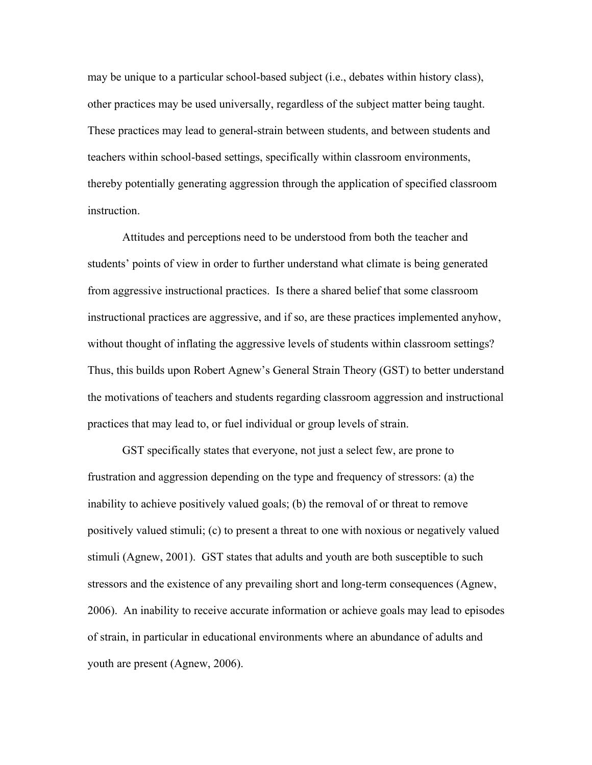may be unique to a particular school-based subject (i.e., debates within history class), other practices may be used universally, regardless of the subject matter being taught. These practices may lead to general-strain between students, and between students and teachers within school-based settings, specifically within classroom environments, thereby potentially generating aggression through the application of specified classroom instruction.

Attitudes and perceptions need to be understood from both the teacher and students' points of view in order to further understand what climate is being generated from aggressive instructional practices. Is there a shared belief that some classroom instructional practices are aggressive, and if so, are these practices implemented anyhow, without thought of inflating the aggressive levels of students within classroom settings? Thus, this builds upon Robert Agnew's General Strain Theory (GST) to better understand the motivations of teachers and students regarding classroom aggression and instructional practices that may lead to, or fuel individual or group levels of strain.

GST specifically states that everyone, not just a select few, are prone to frustration and aggression depending on the type and frequency of stressors: (a) the inability to achieve positively valued goals; (b) the removal of or threat to remove positively valued stimuli; (c) to present a threat to one with noxious or negatively valued stimuli (Agnew, 2001). GST states that adults and youth are both susceptible to such stressors and the existence of any prevailing short and long-term consequences (Agnew, 2006). An inability to receive accurate information or achieve goals may lead to episodes of strain, in particular in educational environments where an abundance of adults and youth are present (Agnew, 2006).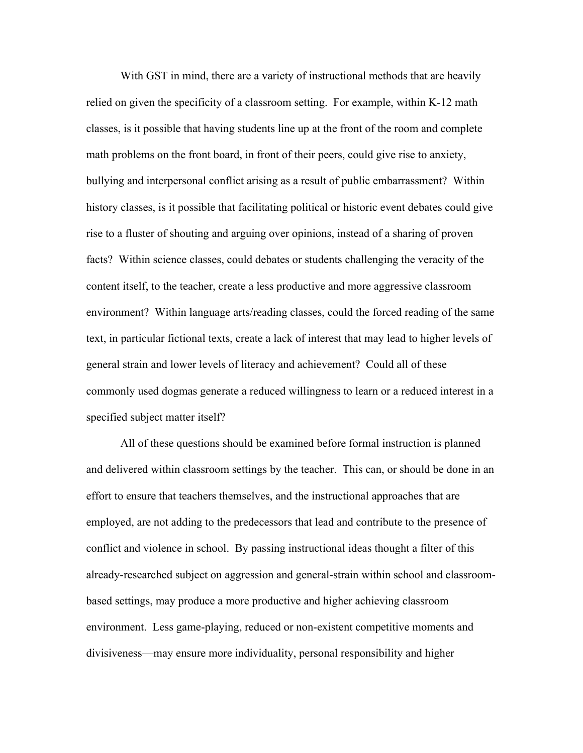With GST in mind, there are a variety of instructional methods that are heavily relied on given the specificity of a classroom setting. For example, within K-12 math classes, is it possible that having students line up at the front of the room and complete math problems on the front board, in front of their peers, could give rise to anxiety, bullying and interpersonal conflict arising as a result of public embarrassment? Within history classes, is it possible that facilitating political or historic event debates could give rise to a fluster of shouting and arguing over opinions, instead of a sharing of proven facts? Within science classes, could debates or students challenging the veracity of the content itself, to the teacher, create a less productive and more aggressive classroom environment? Within language arts/reading classes, could the forced reading of the same text, in particular fictional texts, create a lack of interest that may lead to higher levels of general strain and lower levels of literacy and achievement? Could all of these commonly used dogmas generate a reduced willingness to learn or a reduced interest in a specified subject matter itself?

All of these questions should be examined before formal instruction is planned and delivered within classroom settings by the teacher. This can, or should be done in an effort to ensure that teachers themselves, and the instructional approaches that are employed, are not adding to the predecessors that lead and contribute to the presence of conflict and violence in school. By passing instructional ideas thought a filter of this already-researched subject on aggression and general-strain within school and classroom-based settings, may produce a more productive and higher achieving classroom environment. Less game-playing, reduced or non-existent competitive moments and divisiveness—may ensure more individuality, personal responsibility and higher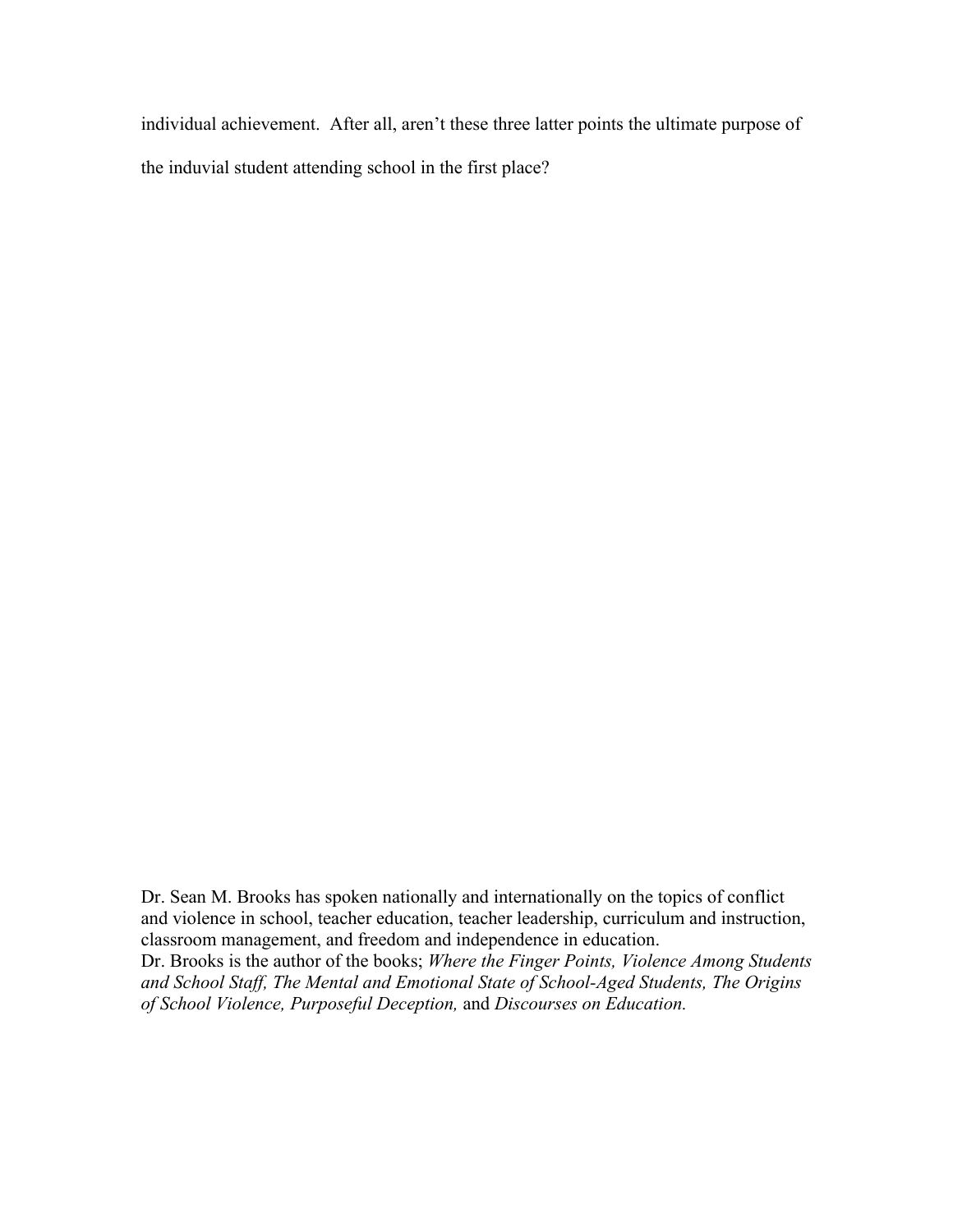individual achievement. After all, aren't these three latter points the ultimate purpose of the induvial student attending school in the first place?

Dr. Sean M. Brooks has spoken nationally and internationally on the topics of conflict and violence in school, teacher education, teacher leadership, curriculum and instruction, classroom management, and freedom and independence in education.
Dr. Brooks is the author of the books; *Where the Finger Points, Violence Among Students and School Staff, The Mental and Emotional State of School-Aged Students, The Origins of School Violence, Purposeful Deception,* and *Discourses on Education.*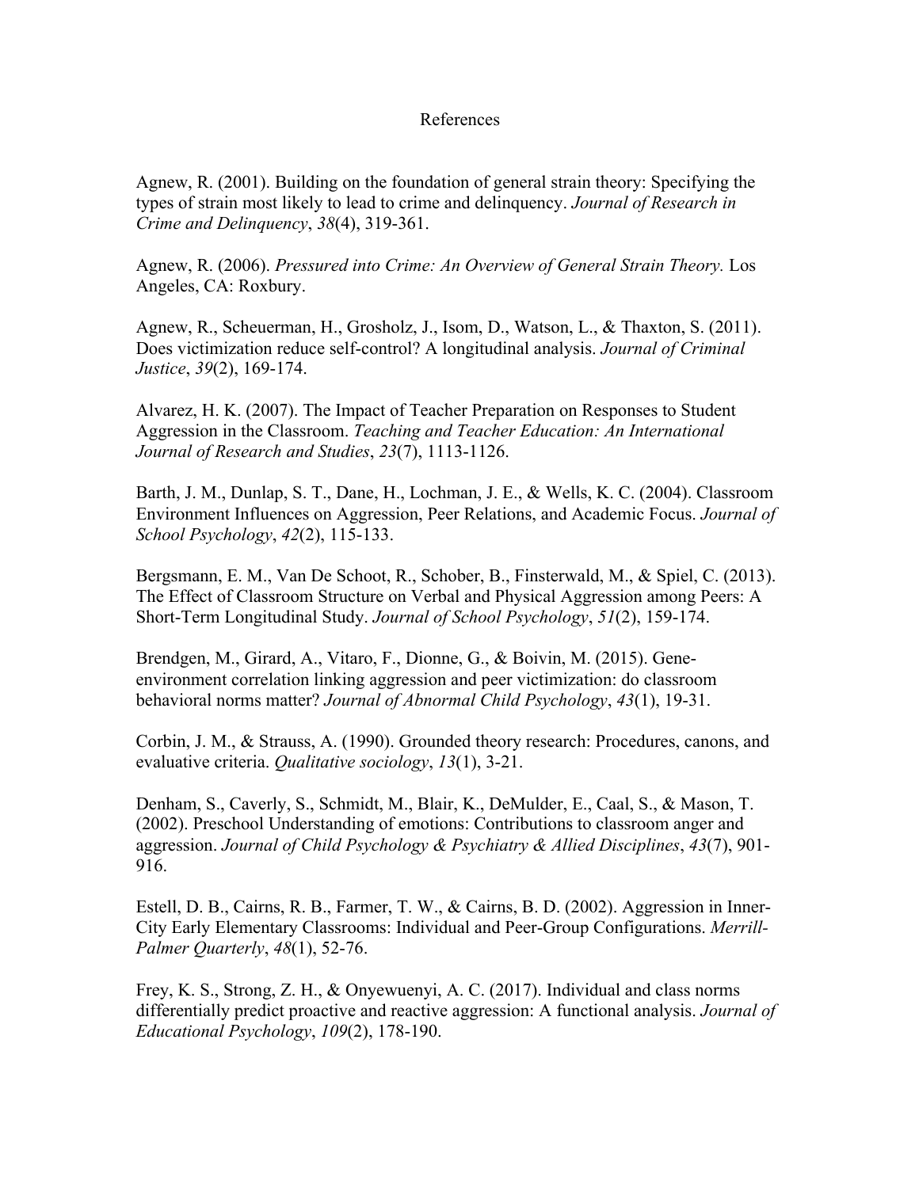# References

Agnew, R. (2001). Building on the foundation of general strain theory: Specifying the types of strain most likely to lead to crime and delinquency. *Journal of Research in Crime and Delinquency*, *38*(4), 319-361.

Agnew, R. (2006). *Pressured into Crime: An Overview of General Strain Theory.* Los Angeles, CA: Roxbury.

Agnew, R., Scheuerman, H., Grosholz, J., Isom, D., Watson, L., & Thaxton, S. (2011). Does victimization reduce self-control? A longitudinal analysis. *Journal of Criminal Justice*, *39*(2), 169-174.

Alvarez, H. K. (2007). The Impact of Teacher Preparation on Responses to Student Aggression in the Classroom. *Teaching and Teacher Education: An International Journal of Research and Studies*, *23*(7), 1113-1126.

Barth, J. M., Dunlap, S. T., Dane, H., Lochman, J. E., & Wells, K. C. (2004). Classroom Environment Influences on Aggression, Peer Relations, and Academic Focus. *Journal of School Psychology*, *42*(2), 115-133.

Bergsmann, E. M., Van De Schoot, R., Schober, B., Finsterwald, M., & Spiel, C. (2013). The Effect of Classroom Structure on Verbal and Physical Aggression among Peers: A Short-Term Longitudinal Study. *Journal of School Psychology*, *51*(2), 159-174.

Brendgen, M., Girard, A., Vitaro, F., Dionne, G., & Boivin, M. (2015). Gene-environment correlation linking aggression and peer victimization: do classroom behavioral norms matter? *Journal of Abnormal Child Psychology*, *43*(1), 19-31.

Corbin, J. M., & Strauss, A. (1990). Grounded theory research: Procedures, canons, and evaluative criteria. *Qualitative sociology*, *13*(1), 3-21.

Denham, S., Caverly, S., Schmidt, M., Blair, K., DeMulder, E., Caal, S., & Mason, T. (2002). Preschool Understanding of emotions: Contributions to classroom anger and aggression. *Journal of Child Psychology & Psychiatry & Allied Disciplines*, *43*(7), 901-916.

Estell, D. B., Cairns, R. B., Farmer, T. W., & Cairns, B. D. (2002). Aggression in Inner-City Early Elementary Classrooms: Individual and Peer-Group Configurations. *Merrill-Palmer Quarterly*, *48*(1), 52-76.

Frey, K. S., Strong, Z. H., & Onyewuenyi, A. C. (2017). Individual and class norms differentially predict proactive and reactive aggression: A functional analysis. *Journal of Educational Psychology*, *109*(2), 178-190.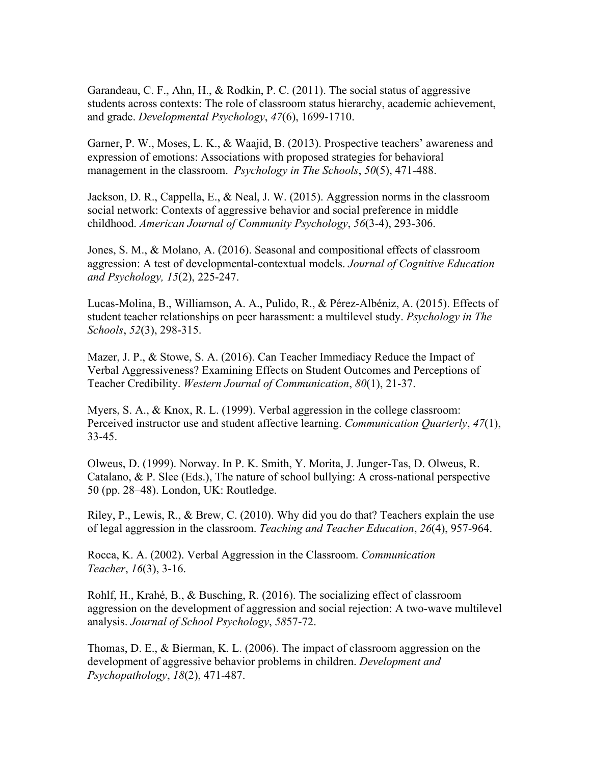Garandeau, C. F., Ahn, H., & Rodkin, P. C. (2011). The social status of aggressive students across contexts: The role of classroom status hierarchy, academic achievement, and grade. *Developmental Psychology*, *47*(6), 1699-1710.

Garner, P. W., Moses, L. K., & Waajid, B. (2013). Prospective teachers' awareness and expression of emotions: Associations with proposed strategies for behavioral management in the classroom. *Psychology in The Schools*, *50*(5), 471-488.

Jackson, D. R., Cappella, E., & Neal, J. W. (2015). Aggression norms in the classroom social network: Contexts of aggressive behavior and social preference in middle childhood. *American Journal of Community Psychology*, *56*(3-4), 293-306.

Jones, S. M., & Molano, A. (2016). Seasonal and compositional effects of classroom aggression: A test of developmental-contextual models. *Journal of Cognitive Education and Psychology, 15*(2), 225-247.

Lucas-Molina, B., Williamson, A. A., Pulido, R., & Pérez-Albéniz, A. (2015). Effects of student teacher relationships on peer harassment: a multilevel study. *Psychology in The Schools*, *52*(3), 298-315.

Mazer, J. P., & Stowe, S. A. (2016). Can Teacher Immediacy Reduce the Impact of Verbal Aggressiveness? Examining Effects on Student Outcomes and Perceptions of Teacher Credibility. *Western Journal of Communication*, *80*(1), 21-37.

Myers, S. A., & Knox, R. L. (1999). Verbal aggression in the college classroom: Perceived instructor use and student affective learning. *Communication Quarterly*, *47*(1), 33-45.

Olweus, D. (1999). Norway. In P. K. Smith, Y. Morita, J. Junger-Tas, D. Olweus, R. Catalano, & P. Slee (Eds.), The nature of school bullying: A cross-national perspective 50 (pp. 28–48). London, UK: Routledge.

Riley, P., Lewis, R., & Brew, C. (2010). Why did you do that? Teachers explain the use of legal aggression in the classroom. *Teaching and Teacher Education*, *26*(4), 957-964.

Rocca, K. A. (2002). Verbal Aggression in the Classroom. *Communication Teacher*, *16*(3), 3-16.

Rohlf, H., Krahé, B., & Busching, R. (2016). The socializing effect of classroom aggression on the development of aggression and social rejection: A two-wave multilevel analysis. *Journal of School Psychology*, *58*57-72.

Thomas, D. E., & Bierman, K. L. (2006). The impact of classroom aggression on the development of aggressive behavior problems in children. *Development and Psychopathology*, *18*(2), 471-487.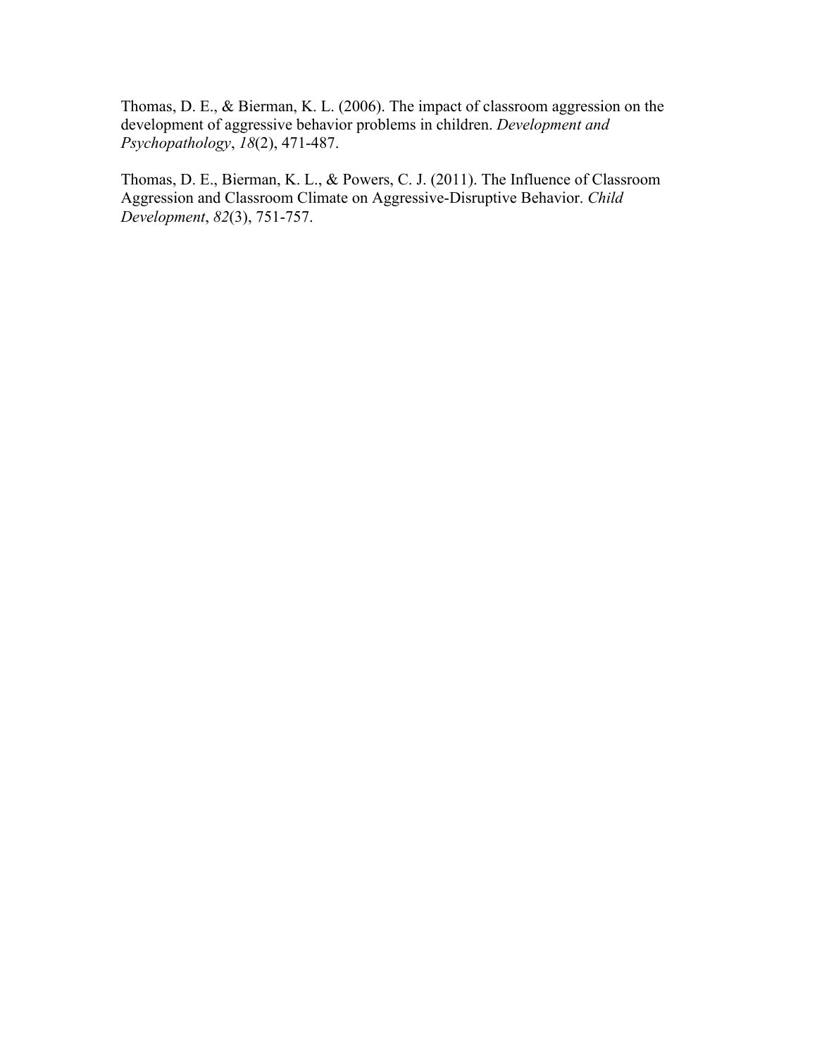Thomas, D. E., & Bierman, K. L. (2006). The impact of classroom aggression on the development of aggressive behavior problems in children. *Development and Psychopathology*, *18*(2), 471-487.

Thomas, D. E., Bierman, K. L., & Powers, C. J. (2011). The Influence of Classroom Aggression and Classroom Climate on Aggressive-Disruptive Behavior. *Child Development*, *82*(3), 751-757.